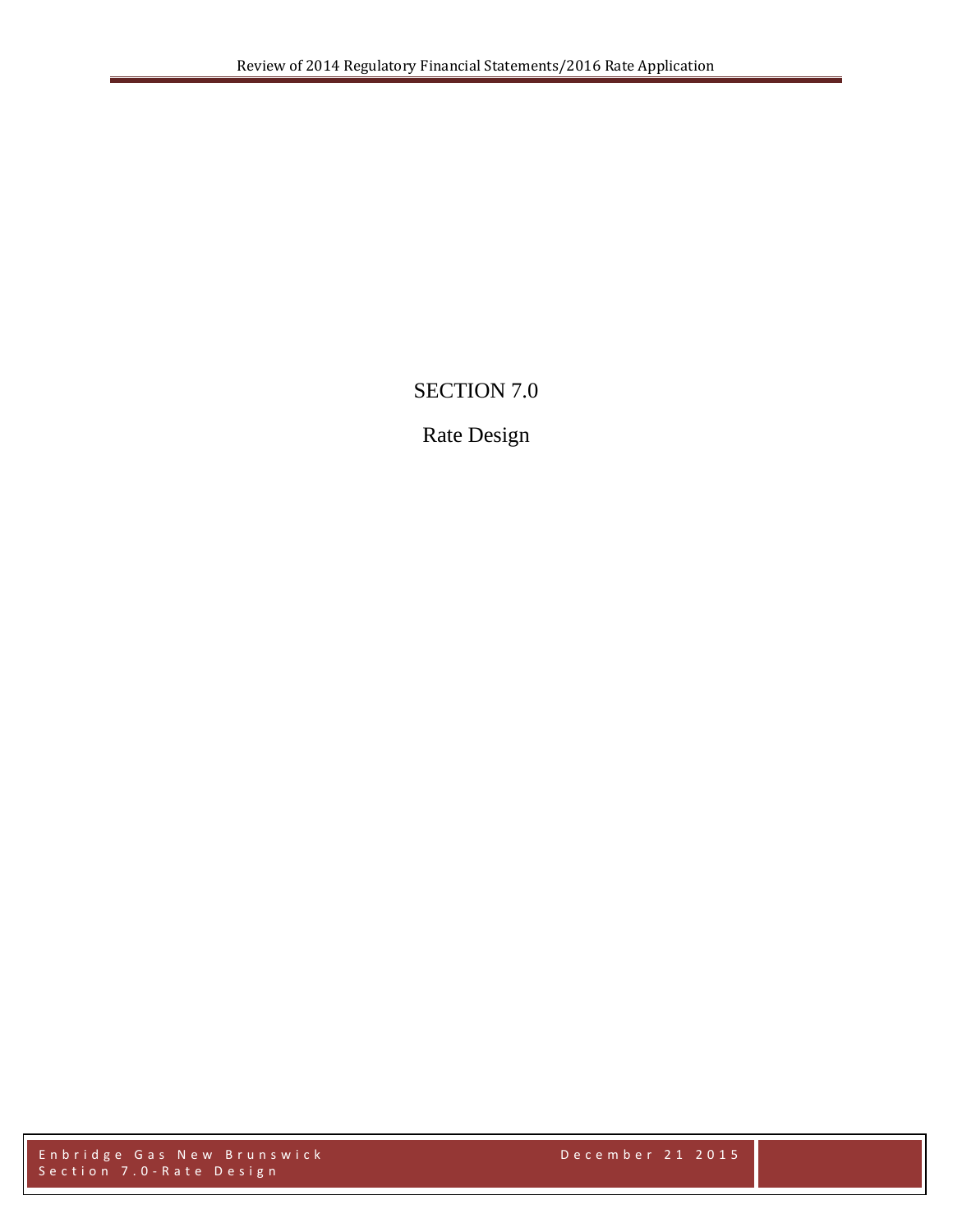# SECTION 7.0

## Rate Design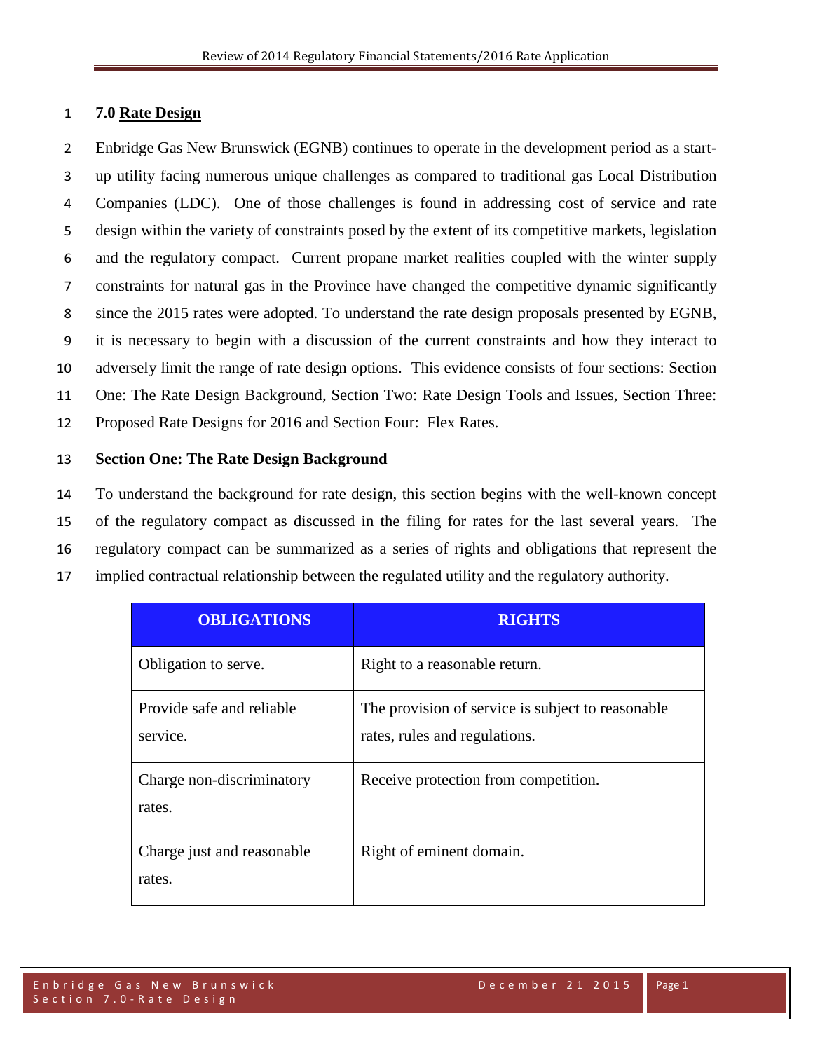## 7.0 Rate Design

Enbridge Gas New Brunswick (EGNB) continues to operate in the development period as a start-up utility facing numerous unique challenges as compared to traditional gas Local Distribution Companies (LDC). One of those challenges is found in addressing cost of service and rate design within the variety of constraints posed by the extent of its competitive markets, legislation and the regulatory compact. Current propane market realities coupled with the winter supply constraints for natural gas in the Province have changed the competitive dynamic significantly since the 2015 rates were adopted. To understand the rate design proposals presented by EGNB, it is necessary to begin with a discussion of the current constraints and how they interact to adversely limit the range of rate design options. This evidence consists of four sections: Section One: The Rate Design Background, Section Two: Rate Design Tools and Issues, Section Three: Proposed Rate Designs for 2016 and Section Four: Flex Rates.

### Section One: The Rate Design Background

To understand the background for rate design, this section begins with the well-known concept of the regulatory compact as discussed in the filing for rates for the last several years. The regulatory compact can be summarized as a series of rights and obligations that represent the implied contractual relationship between the regulated utility and the regulatory authority.

| OBLIGATIONS | RIGHTS |
|---|---|
| Obligation to serve. | Right to a reasonable return. |
| Provide safe and reliable service. | The provision of service is subject to reasonable rates, rules and regulations. |
| Charge non-discriminatory rates. | Receive protection from competition. |
| Charge just and reasonable rates. | Right of eminent domain. |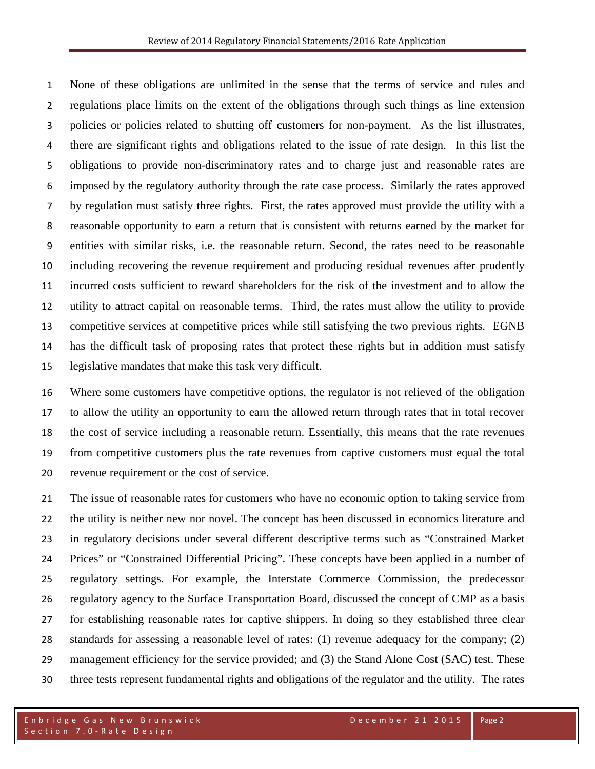None of these obligations are unlimited in the sense that the terms of service and rules and regulations place limits on the extent of the obligations through such things as line extension policies or policies related to shutting off customers for non-payment. As the list illustrates, there are significant rights and obligations related to the issue of rate design. In this list the obligations to provide non-discriminatory rates and to charge just and reasonable rates are imposed by the regulatory authority through the rate case process. Similarly the rates approved by regulation must satisfy three rights. First, the rates approved must provide the utility with a reasonable opportunity to earn a return that is consistent with returns earned by the market for entities with similar risks, i.e. the reasonable return. Second, the rates need to be reasonable including recovering the revenue requirement and producing residual revenues after prudently incurred costs sufficient to reward shareholders for the risk of the investment and to allow the utility to attract capital on reasonable terms. Third, the rates must allow the utility to provide competitive services at competitive prices while still satisfying the two previous rights. EGNB has the difficult task of proposing rates that protect these rights but in addition must satisfy legislative mandates that make this task very difficult.

Where some customers have competitive options, the regulator is not relieved of the obligation to allow the utility an opportunity to earn the allowed return through rates that in total recover the cost of service including a reasonable return. Essentially, this means that the rate revenues from competitive customers plus the rate revenues from captive customers must equal the total revenue requirement or the cost of service.

The issue of reasonable rates for customers who have no economic option to taking service from the utility is neither new nor novel. The concept has been discussed in economics literature and in regulatory decisions under several different descriptive terms such as "Constrained Market Prices" or "Constrained Differential Pricing". These concepts have been applied in a number of regulatory settings. For example, the Interstate Commerce Commission, the predecessor regulatory agency to the Surface Transportation Board, discussed the concept of CMP as a basis for establishing reasonable rates for captive shippers. In doing so they established three clear standards for assessing a reasonable level of rates: (1) revenue adequacy for the company; (2) management efficiency for the service provided; and (3) the Stand Alone Cost (SAC) test. These three tests represent fundamental rights and obligations of the regulator and the utility. The rates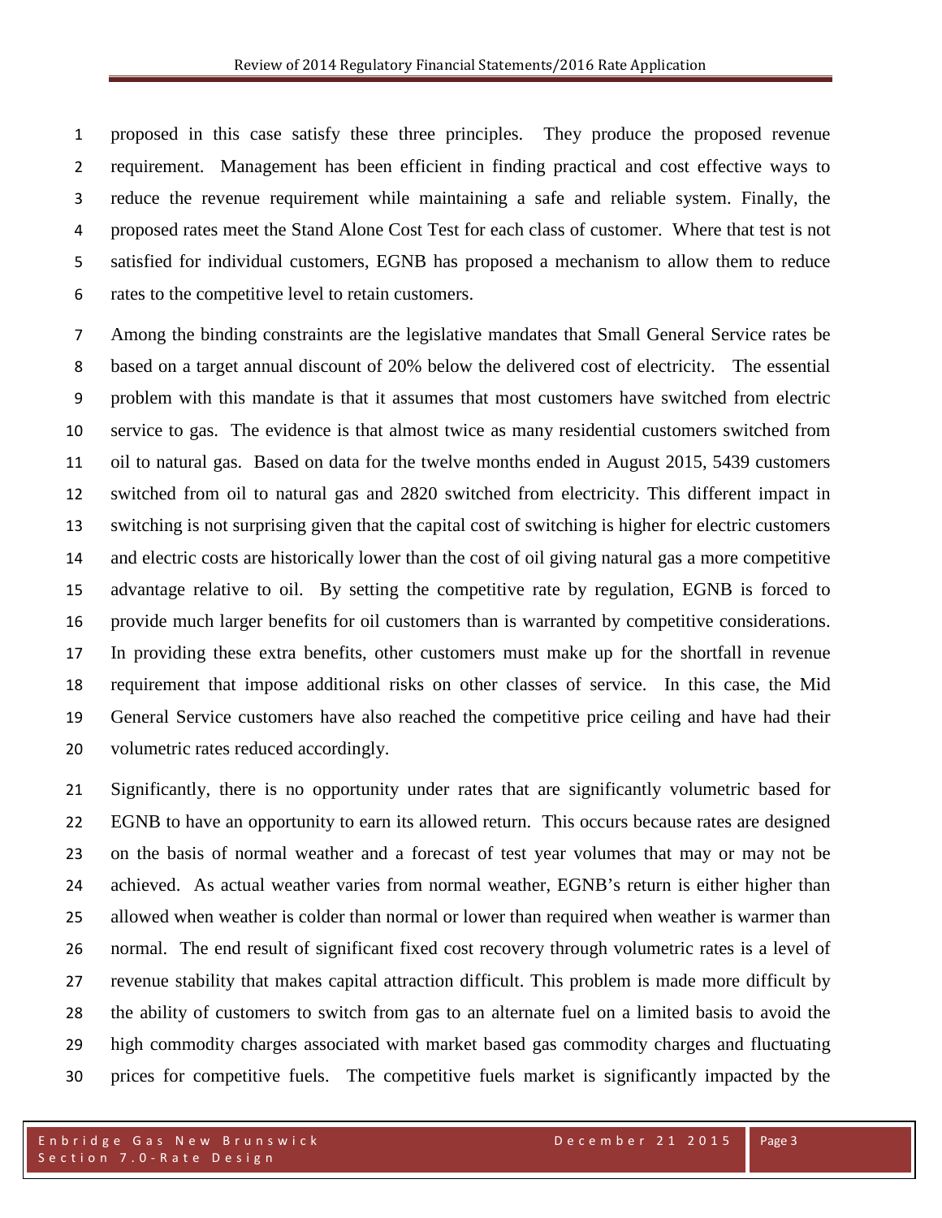proposed in this case satisfy these three principles. They produce the proposed revenue requirement. Management has been efficient in finding practical and cost effective ways to reduce the revenue requirement while maintaining a safe and reliable system. Finally, the proposed rates meet the Stand Alone Cost Test for each class of customer. Where that test is not satisfied for individual customers, EGNB has proposed a mechanism to allow them to reduce rates to the competitive level to retain customers.

Among the binding constraints are the legislative mandates that Small General Service rates be based on a target annual discount of 20% below the delivered cost of electricity. The essential problem with this mandate is that it assumes that most customers have switched from electric service to gas. The evidence is that almost twice as many residential customers switched from oil to natural gas. Based on data for the twelve months ended in August 2015, 5439 customers switched from oil to natural gas and 2820 switched from electricity. This different impact in switching is not surprising given that the capital cost of switching is higher for electric customers and electric costs are historically lower than the cost of oil giving natural gas a more competitive advantage relative to oil. By setting the competitive rate by regulation, EGNB is forced to provide much larger benefits for oil customers than is warranted by competitive considerations. In providing these extra benefits, other customers must make up for the shortfall in revenue requirement that impose additional risks on other classes of service. In this case, the Mid General Service customers have also reached the competitive price ceiling and have had their volumetric rates reduced accordingly.

Significantly, there is no opportunity under rates that are significantly volumetric based for EGNB to have an opportunity to earn its allowed return. This occurs because rates are designed on the basis of normal weather and a forecast of test year volumes that may or may not be achieved. As actual weather varies from normal weather, EGNB's return is either higher than allowed when weather is colder than normal or lower than required when weather is warmer than normal. The end result of significant fixed cost recovery through volumetric rates is a level of revenue stability that makes capital attraction difficult. This problem is made more difficult by the ability of customers to switch from gas to an alternate fuel on a limited basis to avoid the high commodity charges associated with market based gas commodity charges and fluctuating prices for competitive fuels. The competitive fuels market is significantly impacted by the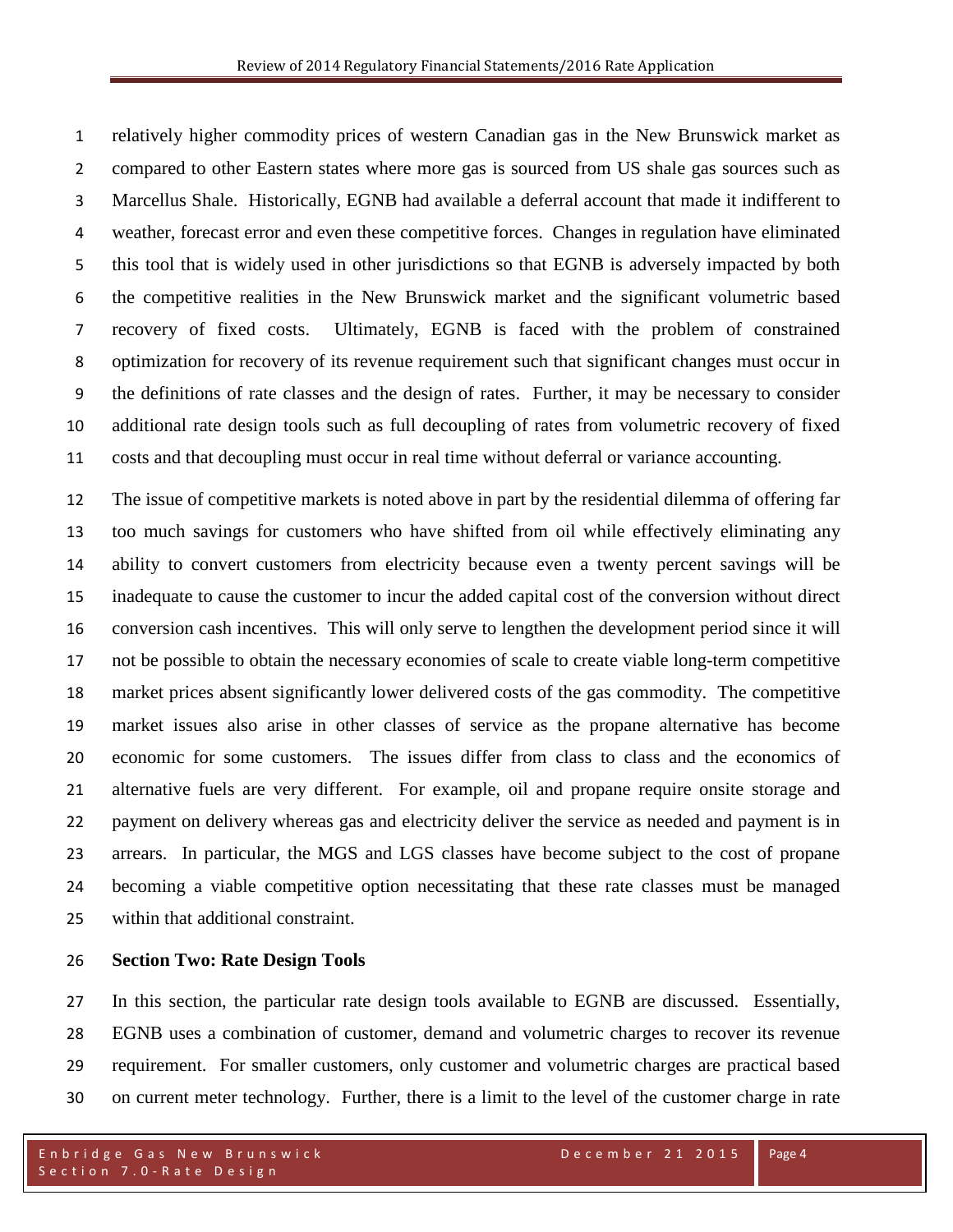relatively higher commodity prices of western Canadian gas in the New Brunswick market as compared to other Eastern states where more gas is sourced from US shale gas sources such as Marcellus Shale. Historically, EGNB had available a deferral account that made it indifferent to weather, forecast error and even these competitive forces. Changes in regulation have eliminated this tool that is widely used in other jurisdictions so that EGNB is adversely impacted by both the competitive realities in the New Brunswick market and the significant volumetric based recovery of fixed costs. Ultimately, EGNB is faced with the problem of constrained optimization for recovery of its revenue requirement such that significant changes must occur in the definitions of rate classes and the design of rates. Further, it may be necessary to consider additional rate design tools such as full decoupling of rates from volumetric recovery of fixed costs and that decoupling must occur in real time without deferral or variance accounting.

The issue of competitive markets is noted above in part by the residential dilemma of offering far too much savings for customers who have shifted from oil while effectively eliminating any ability to convert customers from electricity because even a twenty percent savings will be inadequate to cause the customer to incur the added capital cost of the conversion without direct conversion cash incentives. This will only serve to lengthen the development period since it will not be possible to obtain the necessary economies of scale to create viable long-term competitive market prices absent significantly lower delivered costs of the gas commodity. The competitive market issues also arise in other classes of service as the propane alternative has become economic for some customers. The issues differ from class to class and the economics of alternative fuels are very different. For example, oil and propane require onsite storage and payment on delivery whereas gas and electricity deliver the service as needed and payment is in arrears. In particular, the MGS and LGS classes have become subject to the cost of propane becoming a viable competitive option necessitating that these rate classes must be managed within that additional constraint.

## Section Two: Rate Design Tools

In this section, the particular rate design tools available to EGNB are discussed. Essentially, EGNB uses a combination of customer, demand and volumetric charges to recover its revenue requirement. For smaller customers, only customer and volumetric charges are practical based on current meter technology. Further, there is a limit to the level of the customer charge in rate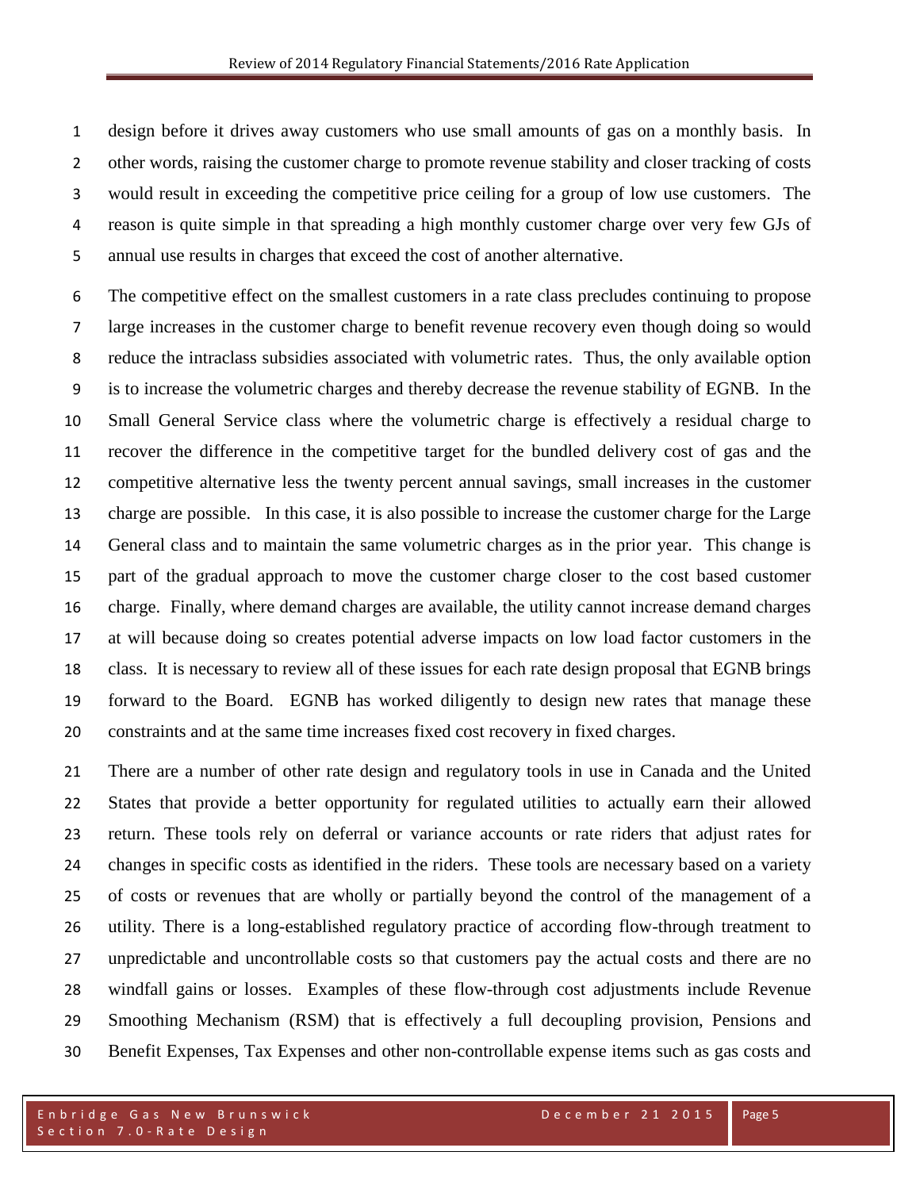design before it drives away customers who use small amounts of gas on a monthly basis. In other words, raising the customer charge to promote revenue stability and closer tracking of costs would result in exceeding the competitive price ceiling for a group of low use customers. The reason is quite simple in that spreading a high monthly customer charge over very few GJs of annual use results in charges that exceed the cost of another alternative.

The competitive effect on the smallest customers in a rate class precludes continuing to propose large increases in the customer charge to benefit revenue recovery even though doing so would reduce the intraclass subsidies associated with volumetric rates. Thus, the only available option is to increase the volumetric charges and thereby decrease the revenue stability of EGNB. In the Small General Service class where the volumetric charge is effectively a residual charge to recover the difference in the competitive target for the bundled delivery cost of gas and the competitive alternative less the twenty percent annual savings, small increases in the customer charge are possible. In this case, it is also possible to increase the customer charge for the Large General class and to maintain the same volumetric charges as in the prior year. This change is part of the gradual approach to move the customer charge closer to the cost based customer charge. Finally, where demand charges are available, the utility cannot increase demand charges at will because doing so creates potential adverse impacts on low load factor customers in the class. It is necessary to review all of these issues for each rate design proposal that EGNB brings forward to the Board. EGNB has worked diligently to design new rates that manage these constraints and at the same time increases fixed cost recovery in fixed charges.

There are a number of other rate design and regulatory tools in use in Canada and the United States that provide a better opportunity for regulated utilities to actually earn their allowed return. These tools rely on deferral or variance accounts or rate riders that adjust rates for changes in specific costs as identified in the riders. These tools are necessary based on a variety of costs or revenues that are wholly or partially beyond the control of the management of a utility. There is a long-established regulatory practice of according flow-through treatment to unpredictable and uncontrollable costs so that customers pay the actual costs and there are no windfall gains or losses. Examples of these flow-through cost adjustments include Revenue Smoothing Mechanism (RSM) that is effectively a full decoupling provision, Pensions and Benefit Expenses, Tax Expenses and other non-controllable expense items such as gas costs and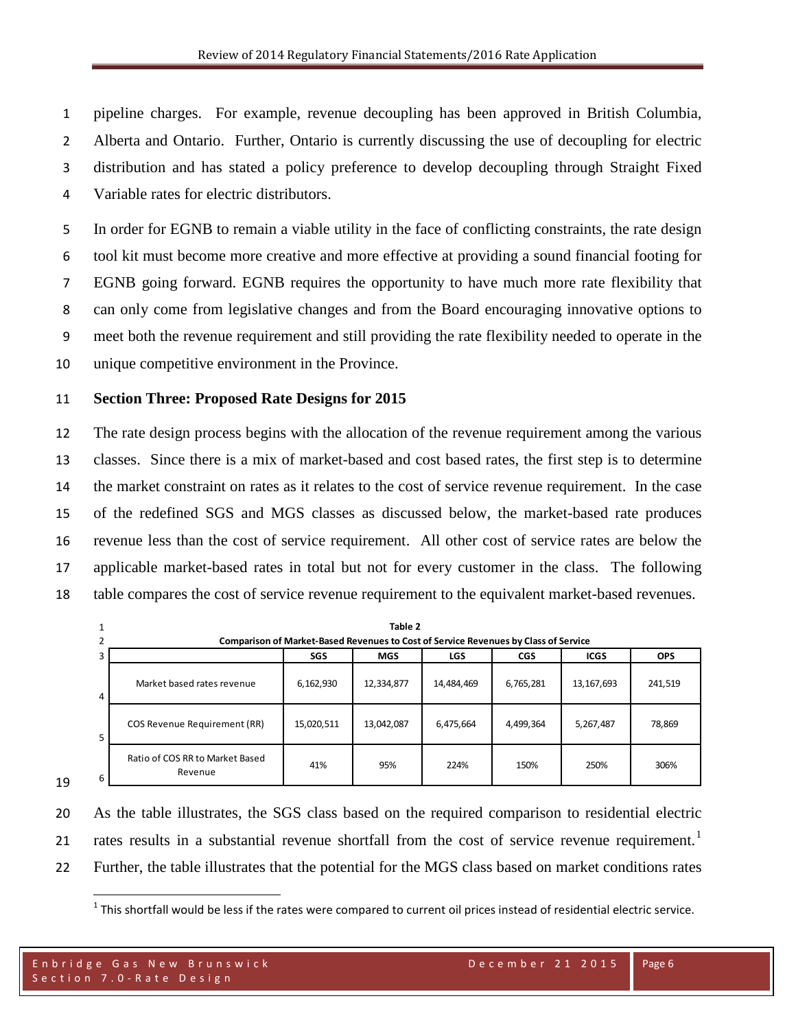pipeline charges. For example, revenue decoupling has been approved in British Columbia, Alberta and Ontario. Further, Ontario is currently discussing the use of decoupling for electric distribution and has stated a policy preference to develop decoupling through Straight Fixed Variable rates for electric distributors.

In order for EGNB to remain a viable utility in the face of conflicting constraints, the rate design tool kit must become more creative and more effective at providing a sound financial footing for EGNB going forward. EGNB requires the opportunity to have much more rate flexibility that can only come from legislative changes and from the Board encouraging innovative options to meet both the revenue requirement and still providing the rate flexibility needed to operate in the unique competitive environment in the Province.

## Section Three: Proposed Rate Designs for 2015

The rate design process begins with the allocation of the revenue requirement among the various classes. Since there is a mix of market-based and cost based rates, the first step is to determine the market constraint on rates as it relates to the cost of service revenue requirement. In the case of the redefined SGS and MGS classes as discussed below, the market-based rate produces revenue less than the cost of service requirement. All other cost of service rates are below the applicable market-based rates in total but not for every customer in the class. The following table compares the cost of service revenue requirement to the equivalent market-based revenues.

**Table 2**
**Comparison of Market-Based Revenues to Cost of Service Revenues by Class of Service**

| | SGS | MGS | LGS | CGS | ICGS | OPS |
|---|---|---|---|---|---|---|
| Market based rates revenue | 6,162,930 | 12,334,877 | 14,484,469 | 6,765,281 | 13,167,693 | 241,519 |
| COS Revenue Requirement (RR) | 15,020,511 | 13,042,087 | 6,475,664 | 4,499,364 | 5,267,487 | 78,869 |
| Ratio of COS RR to Market Based Revenue | 41% | 95% | 224% | 150% | 250% | 306% |

As the table illustrates, the SGS class based on the required comparison to residential electric rates results in a substantial revenue shortfall from the cost of service revenue requirement.[1] Further, the table illustrates that the potential for the MGS class based on market conditions rates

[1] This shortfall would be less if the rates were compared to current oil prices instead of residential electric service.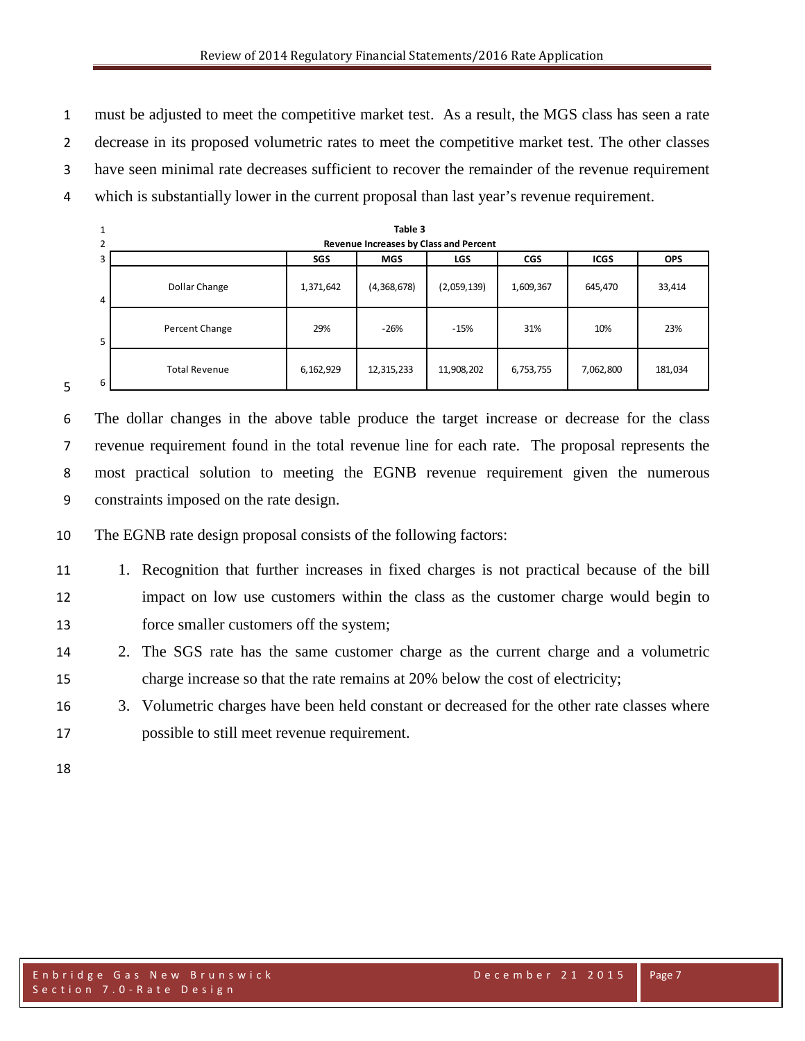must be adjusted to meet the competitive market test. As a result, the MGS class has seen a rate decrease in its proposed volumetric rates to meet the competitive market test. The other classes have seen minimal rate decreases sufficient to recover the remainder of the revenue requirement which is substantially lower in the current proposal than last year's revenue requirement.

**Table 3**
**Revenue Increases by Class and Percent**

| | SGS | MGS | LGS | CGS | ICGS | OPS |
|---|---|---|---|---|---|---|
| Dollar Change | 1,371,642 | (4,368,678) | (2,059,139) | 1,609,367 | 645,470 | 33,414 |
| Percent Change | 29% | -26% | -15% | 31% | 10% | 23% |
| Total Revenue | 6,162,929 | 12,315,233 | 11,908,202 | 6,753,755 | 7,062,800 | 181,034 |

The dollar changes in the above table produce the target increase or decrease for the class revenue requirement found in the total revenue line for each rate. The proposal represents the most practical solution to meeting the EGNB revenue requirement given the numerous constraints imposed on the rate design.

The EGNB rate design proposal consists of the following factors:

1. Recognition that further increases in fixed charges is not practical because of the bill impact on low use customers within the class as the customer charge would begin to force smaller customers off the system;
2. The SGS rate has the same customer charge as the current charge and a volumetric charge increase so that the rate remains at 20% below the cost of electricity;
3. Volumetric charges have been held constant or decreased for the other rate classes where possible to still meet revenue requirement.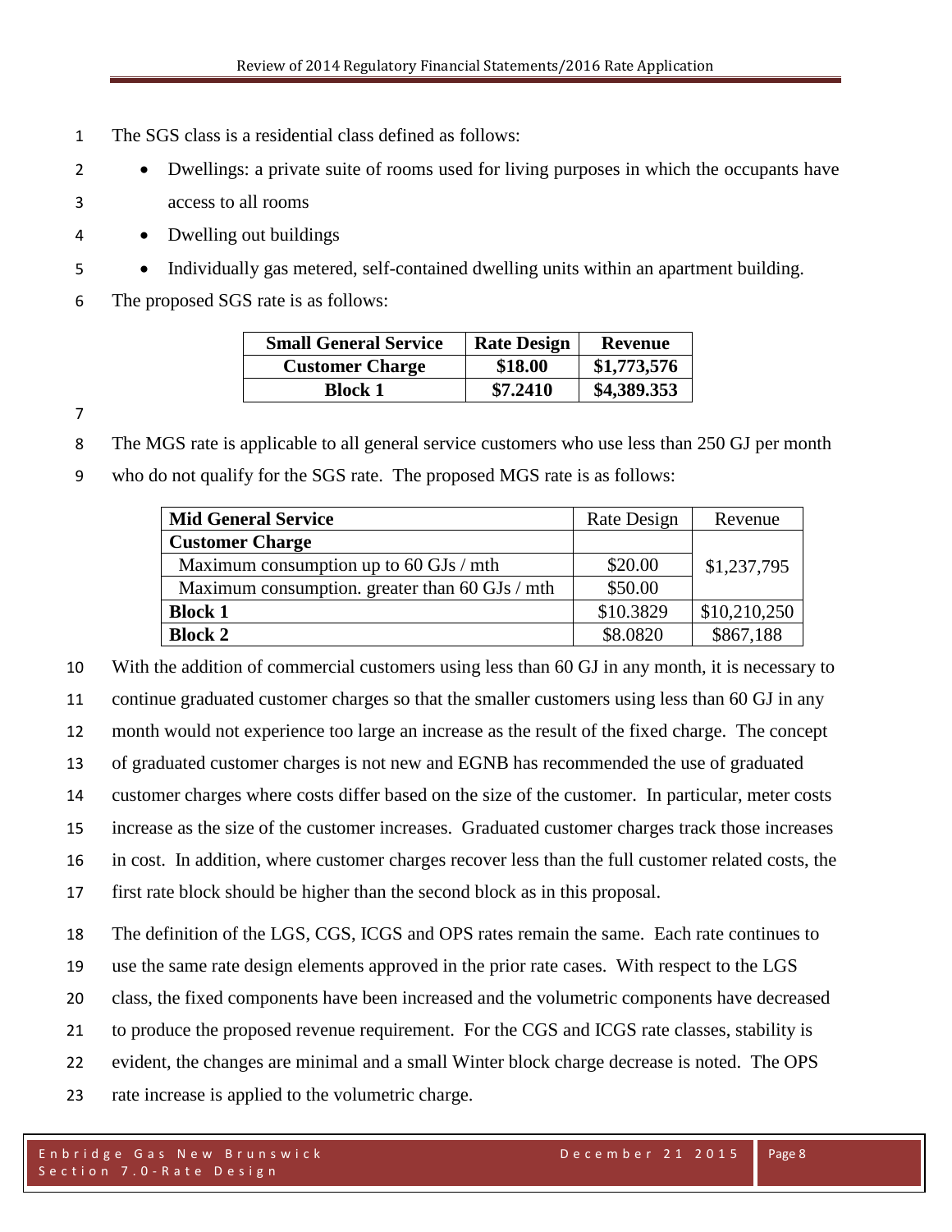The SGS class is a residential class defined as follows:

- Dwellings: a private suite of rooms used for living purposes in which the occupants have access to all rooms
- Dwelling out buildings
- Individually gas metered, self-contained dwelling units within an apartment building.

The proposed SGS rate is as follows:

| Small General Service | Rate Design | Revenue |
|---|---|---|
| Customer Charge | $18.00 | $1,773,576 |
| Block 1 | $7.2410 | $4,389.353 |

The MGS rate is applicable to all general service customers who use less than 250 GJ per month who do not qualify for the SGS rate. The proposed MGS rate is as follows:

| Mid General Service | Rate Design | Revenue |
|---|---|---|
| **Customer Charge** | | $1,237,795 |
| Maximum consumption up to 60 GJs / mth | $20.00 | |
| Maximum consumption. greater than 60 GJs / mth | $50.00 | |
| **Block 1** | $10.3829 | $10,210,250 |
| **Block 2** | $8.0820 | $867,188 |

With the addition of commercial customers using less than 60 GJ in any month, it is necessary to continue graduated customer charges so that the smaller customers using less than 60 GJ in any month would not experience too large an increase as the result of the fixed charge. The concept of graduated customer charges is not new and EGNB has recommended the use of graduated customer charges where costs differ based on the size of the customer. In particular, meter costs increase as the size of the customer increases. Graduated customer charges track those increases in cost. In addition, where customer charges recover less than the full customer related costs, the first rate block should be higher than the second block as in this proposal.

The definition of the LGS, CGS, ICGS and OPS rates remain the same. Each rate continues to use the same rate design elements approved in the prior rate cases. With respect to the LGS class, the fixed components have been increased and the volumetric components have decreased to produce the proposed revenue requirement. For the CGS and ICGS rate classes, stability is evident, the changes are minimal and a small Winter block charge decrease is noted. The OPS rate increase is applied to the volumetric charge.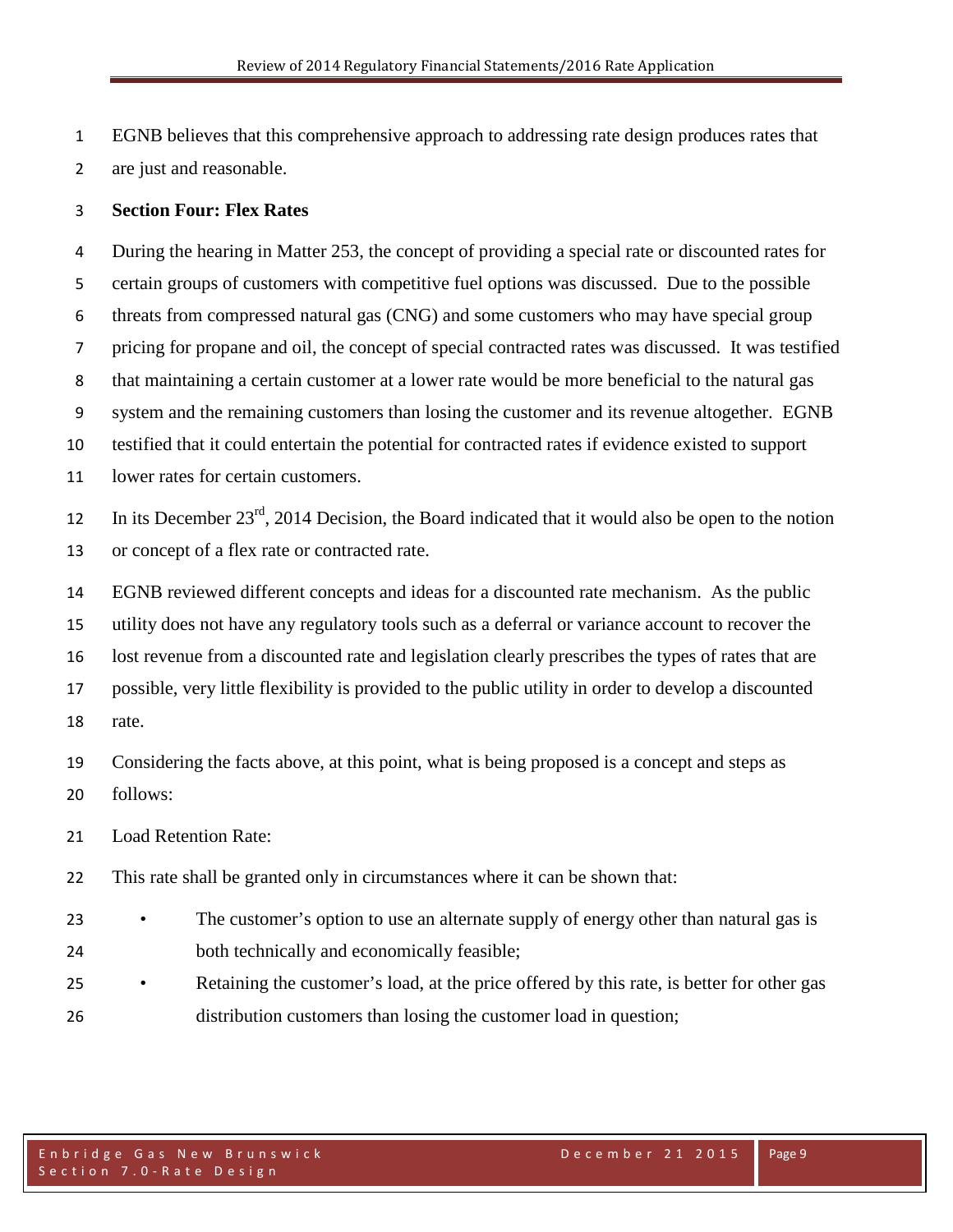EGNB believes that this comprehensive approach to addressing rate design produces rates that are just and reasonable.

**Section Four: Flex Rates**

During the hearing in Matter 253, the concept of providing a special rate or discounted rates for certain groups of customers with competitive fuel options was discussed. Due to the possible threats from compressed natural gas (CNG) and some customers who may have special group pricing for propane and oil, the concept of special contracted rates was discussed. It was testified that maintaining a certain customer at a lower rate would be more beneficial to the natural gas system and the remaining customers than losing the customer and its revenue altogether. EGNB testified that it could entertain the potential for contracted rates if evidence existed to support lower rates for certain customers.

In its December 23rd, 2014 Decision, the Board indicated that it would also be open to the notion or concept of a flex rate or contracted rate.

EGNB reviewed different concepts and ideas for a discounted rate mechanism. As the public utility does not have any regulatory tools such as a deferral or variance account to recover the lost revenue from a discounted rate and legislation clearly prescribes the types of rates that are possible, very little flexibility is provided to the public utility in order to develop a discounted rate.

Considering the facts above, at this point, what is being proposed is a concept and steps as follows:

Load Retention Rate:

This rate shall be granted only in circumstances where it can be shown that:

- The customer's option to use an alternate supply of energy other than natural gas is both technically and economically feasible;
- Retaining the customer's load, at the price offered by this rate, is better for other gas distribution customers than losing the customer load in question;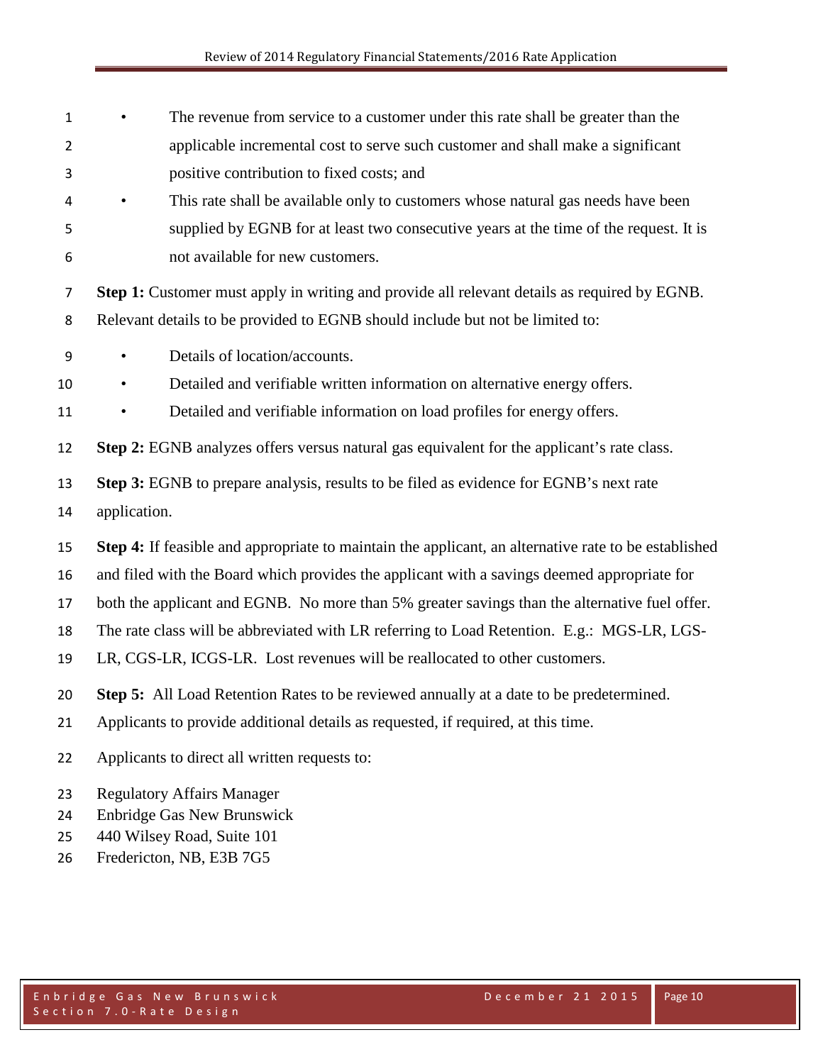- The revenue from service to a customer under this rate shall be greater than the applicable incremental cost to serve such customer and shall make a significant positive contribution to fixed costs; and
- This rate shall be available only to customers whose natural gas needs have been supplied by EGNB for at least two consecutive years at the time of the request. It is not available for new customers.

**Step 1:** Customer must apply in writing and provide all relevant details as required by EGNB. Relevant details to be provided to EGNB should include but not be limited to:

- Details of location/accounts.
- Detailed and verifiable written information on alternative energy offers.
- Detailed and verifiable information on load profiles for energy offers.

**Step 2:** EGNB analyzes offers versus natural gas equivalent for the applicant's rate class.

**Step 3:** EGNB to prepare analysis, results to be filed as evidence for EGNB's next rate application.

**Step 4:** If feasible and appropriate to maintain the applicant, an alternative rate to be established and filed with the Board which provides the applicant with a savings deemed appropriate for both the applicant and EGNB. No more than 5% greater savings than the alternative fuel offer. The rate class will be abbreviated with LR referring to Load Retention. E.g.: MGS-LR, LGS-LR, CGS-LR, ICGS-LR. Lost revenues will be reallocated to other customers.

**Step 5:** All Load Retention Rates to be reviewed annually at a date to be predetermined. Applicants to provide additional details as requested, if required, at this time.

Applicants to direct all written requests to:

Regulatory Affairs Manager
Enbridge Gas New Brunswick
440 Wilsey Road, Suite 101
Fredericton, NB, E3B 7G5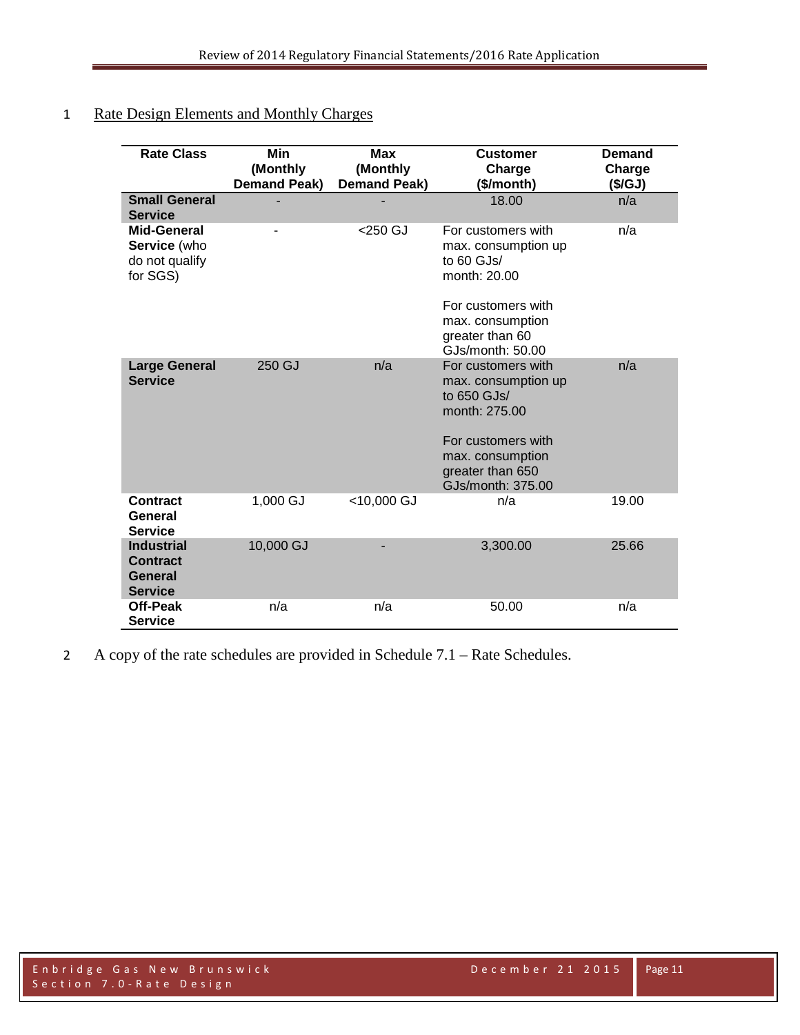Rate Design Elements and Monthly Charges

| Rate Class | Min (Monthly Demand Peak) | Max (Monthly Demand Peak) | Customer Charge ($/month) | Demand Charge ($/GJ) |
|---|---|---|---|---|
| **Small General Service** | - | - | 18.00 | n/a |
| **Mid-General Service** (who do not qualify for SGS) | - | <250 GJ | For customers with max. consumption up to 60 GJs/ month: 20.00<br><br>For customers with max. consumption greater than 60 GJs/month: 50.00 | n/a |
| **Large General Service** | 250 GJ | n/a | For customers with max. consumption up to 650 GJs/ month: 275.00<br><br>For customers with max. consumption greater than 650 GJs/month: 375.00 | n/a |
| **Contract General Service** | 1,000 GJ | <10,000 GJ | n/a | 19.00 |
| **Industrial Contract General Service** | 10,000 GJ | - | 3,300.00 | 25.66 |
| **Off-Peak Service** | n/a | n/a | 50.00 | n/a |

A copy of the rate schedules are provided in Schedule 7.1 – Rate Schedules.